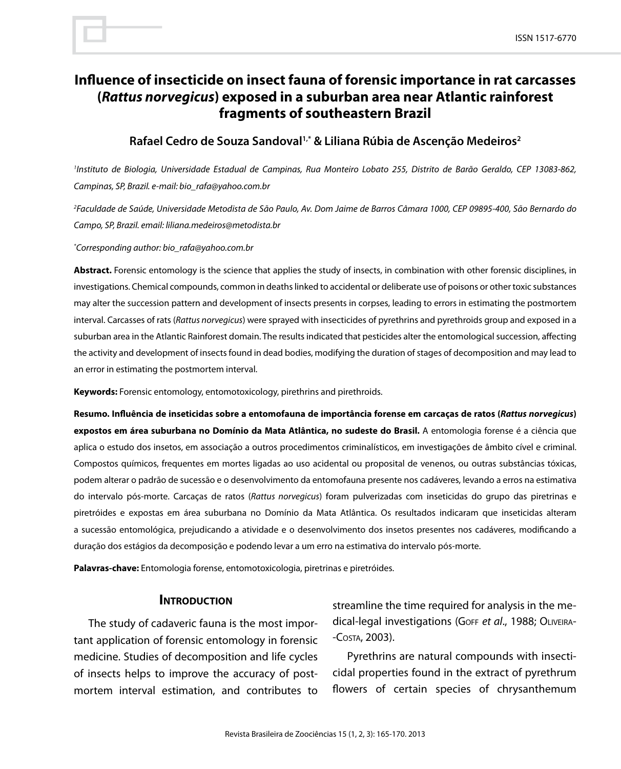ISSN 1517-6770

# Influence of insecticide on insect fauna of forensic importance in rat carcasses (*Rattus norvegicus*) exposed in a suburban area near Atlantic rainforest fragments of southeastern Brazil

**Rafael Cedro de Souza Sandoval[1,*] & Liliana Rúbia de Ascenção Medeiros[2]**

*[1]Instituto de Biologia, Universidade Estadual de Campinas, Rua Monteiro Lobato 255, Distrito de Barão Geraldo, CEP 13083-862, Campinas, SP, Brazil. e-mail: bio_rafa@yahoo.com.br*

*[2]Faculdade de Saúde, Universidade Metodista de São Paulo, Av. Dom Jaime de Barros Câmara 1000, CEP 09895-400, São Bernardo do Campo, SP, Brazil. email: liliana.medeiros@metodista.br*

*[*]Corresponding author: bio_rafa@yahoo.com.br*

**Abstract.** Forensic entomology is the science that applies the study of insects, in combination with other forensic disciplines, in investigations. Chemical compounds, common in deaths linked to accidental or deliberate use of poisons or other toxic substances may alter the succession pattern and development of insects presents in corpses, leading to errors in estimating the postmortem interval. Carcasses of rats (*Rattus norvegicus*) were sprayed with insecticides of pyrethrins and pyrethroids group and exposed in a suburban area in the Atlantic Rainforest domain. The results indicated that pesticides alter the entomological succession, affecting the activity and development of insects found in dead bodies, modifying the duration of stages of decomposition and may lead to an error in estimating the postmortem interval.

**Keywords:** Forensic entomology, entomotoxicology, pirethrins and pirethroids.

**Resumo. Influência de inseticidas sobre a entomofauna de importância forense em carcaças de ratos (*Rattus norvegicus*) expostos em área suburbana no Domínio da Mata Atlântica, no sudeste do Brasil.** A entomologia forense é a ciência que aplica o estudo dos insetos, em associação a outros procedimentos criminalísticos, em investigações de âmbito cível e criminal. Compostos químicos, frequentes em mortes ligadas ao uso acidental ou proposital de venenos, ou outras substâncias tóxicas, podem alterar o padrão de sucessão e o desenvolvimento da entomofauna presente nos cadáveres, levando a erros na estimativa do intervalo pós-morte. Carcaças de ratos (*Rattus norvegicus*) foram pulverizadas com inseticidas do grupo das piretrinas e piretróides e expostas em área suburbana no Domínio da Mata Atlântica. Os resultados indicaram que inseticidas alteram a sucessão entomológica, prejudicando a atividade e o desenvolvimento dos insetos presentes nos cadáveres, modificando a duração dos estágios da decomposição e podendo levar a um erro na estimativa do intervalo pós-morte.

**Palavras-chave:** Entomologia forense, entomotoxicologia, piretrinas e piretróides.

## Introduction

The study of cadaveric fauna is the most important application of forensic entomology in forensic medicine. Studies of decomposition and life cycles of insects helps to improve the accuracy of postmortem interval estimation, and contributes to streamline the time required for analysis in the medical-legal investigations (Goff *et al*., 1988; Oliveira-Costa, 2003).

Pyrethrins are natural compounds with insecticidal properties found in the extract of pyrethrum flowers of certain species of chrysanthemum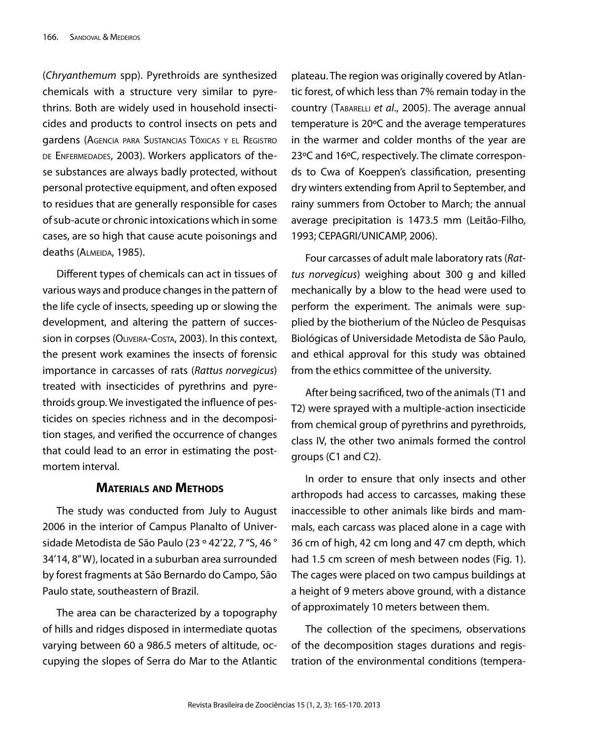(*Chryanthemum* spp). Pyrethroids are synthesized chemicals with a structure very similar to pyrethrins. Both are widely used in household insecticides and products to control insects on pets and gardens (Agencia para Sustancias Tóxicas y el Registro de Enfermedades, 2003). Workers applicators of these substances are always badly protected, without personal protective equipment, and often exposed to residues that are generally responsible for cases of sub-acute or chronic intoxications which in some cases, are so high that cause acute poisonings and deaths (Almeida, 1985).

Different types of chemicals can act in tissues of various ways and produce changes in the pattern of the life cycle of insects, speeding up or slowing the development, and altering the pattern of succession in corpses (Oliveira-Costa, 2003). In this context, the present work examines the insects of forensic importance in carcasses of rats (*Rattus norvegicus*) treated with insecticides of pyrethrins and pyrethroids group. We investigated the influence of pesticides on species richness and in the decomposition stages, and verified the occurrence of changes that could lead to an error in estimating the postmortem interval.

## Materials and Methods

The study was conducted from July to August 2006 in the interior of Campus Planalto of Universidade Metodista de São Paulo (23 º 42'22, 7 "S, 46 ° 34'14, 8" W), located in a suburban area surrounded by forest fragments at São Bernardo do Campo, São Paulo state, southeastern of Brazil.

The area can be characterized by a topography of hills and ridges disposed in intermediate quotas varying between 60 a 986.5 meters of altitude, occupying the slopes of Serra do Mar to the Atlantic plateau. The region was originally covered by Atlantic forest, of which less than 7% remain today in the country (Tabarelli *et al*., 2005). The average annual temperature is 20ºC and the average temperatures in the warmer and colder months of the year are 23ºC and 16ºC, respectively. The climate corresponds to Cwa of Koeppen's classification, presenting dry winters extending from April to September, and rainy summers from October to March; the annual average precipitation is 1473.5 mm (Leitão-Filho, 1993; CEPAGRI/UNICAMP, 2006).

Four carcasses of adult male laboratory rats (*Rattus norvegicus*) weighing about 300 g and killed mechanically by a blow to the head were used to perform the experiment. The animals were supplied by the biotherium of the Núcleo de Pesquisas Biológicas of Universidade Metodista de São Paulo, and ethical approval for this study was obtained from the ethics committee of the university.

After being sacrificed, two of the animals (T1 and T2) were sprayed with a multiple-action insecticide from chemical group of pyrethrins and pyrethroids, class IV, the other two animals formed the control groups (C1 and C2).

In order to ensure that only insects and other arthropods had access to carcasses, making these inaccessible to other animals like birds and mammals, each carcass was placed alone in a cage with 36 cm of high, 42 cm long and 47 cm depth, which had 1.5 cm screen of mesh between nodes (Fig. 1). The cages were placed on two campus buildings at a height of 9 meters above ground, with a distance of approximately 10 meters between them.

The collection of the specimens, observations of the decomposition stages durations and registration of the environmental conditions (tempera-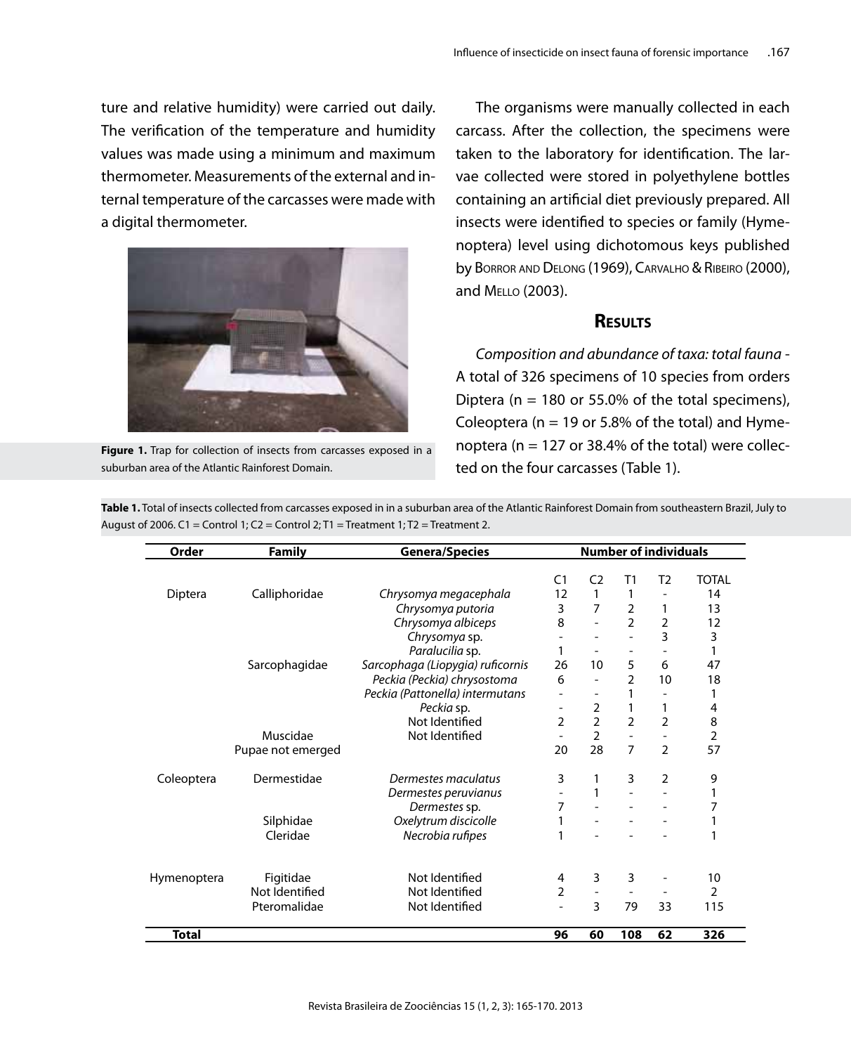ture and relative humidity) were carried out daily. The verification of the temperature and humidity values was made using a minimum and maximum thermometer. Measurements of the external and internal temperature of the carcasses were made with a digital thermometer.

**Figure 1.** Trap for collection of insects from carcasses exposed in a suburban area of the Atlantic Rainforest Domain.

The organisms were manually collected in each carcass. After the collection, the specimens were taken to the laboratory for identification. The larvae collected were stored in polyethylene bottles containing an artificial diet previously prepared. All insects were identified to species or family (Hymenoptera) level using dichotomous keys published by Borror and Delong (1969), Carvalho & Ribeiro (2000), and Mello (2003).

## Results

*Composition and abundance of taxa: total fauna* - A total of 326 specimens of 10 species from orders Diptera (n = 180 or 55.0% of the total specimens), Coleoptera (n = 19 or 5.8% of the total) and Hymenoptera (n = 127 or 38.4% of the total) were collected on the four carcasses (Table 1).

**Table 1.** Total of insects collected from carcasses exposed in in a suburban area of the Atlantic Rainforest Domain from southeastern Brazil, July to August of 2006. C1 = Control 1; C2 = Control 2; T1 = Treatment 1; T2 = Treatment 2.

| Order | Family | Genera/Species | Number of individuals | | | | |
|---|---|---|---|---|---|---|---|
| | | | C1 | C2 | T1 | T2 | TOTAL |
| Diptera | Calliphoridae | *Chrysomya megacephala* | 12 | 1 | 1 | - | 14 |
| | | *Chrysomya putoria* | 3 | 7 | 2 | 1 | 13 |
| | | *Chrysomya albiceps* | 8 | - | 2 | 2 | 12 |
| | | *Chrysomya* sp. | - | - | - | 3 | 3 |
| | | *Paralucilia* sp. | 1 | - | - | - | 1 |
| | Sarcophagidae | *Sarcophaga (Liopygia) ruficornis* | 26 | 10 | 5 | 6 | 47 |
| | | *Peckia (Peckia) chrysostoma* | 6 | - | 2 | 10 | 18 |
| | | *Peckia (Pattonella) intermutans* | - | - | 1 | - | 1 |
| | | *Peckia* sp. | - | 2 | 1 | 1 | 4 |
| | | Not Identified | 2 | 2 | 2 | 2 | 8 |
| | Muscidae | Not Identified | - | 2 | - | - | 2 |
| | Pupae not emerged | | 20 | 28 | 7 | 2 | 57 |
| Coleoptera | Dermestidae | *Dermestes maculatus* | 3 | 1 | 3 | 2 | 9 |
| | | *Dermestes peruvianus* | - | 1 | - | - | 1 |
| | | *Dermestes* sp. | 7 | - | - | - | 7 |
| | Silphidae | *Oxelytrum discicolle* | 1 | - | - | - | 1 |
| | Cleridae | *Necrobia rufipes* | 1 | - | - | - | 1 |
| Hymenoptera | Figitidae | Not Identified | 4 | 3 | 3 | - | 10 |
| | Not Identified | Not Identified | 2 | - | - | - | 2 |
| | Pteromalidae | Not Identified | - | 3 | 79 | 33 | 115 |
| **Total** | | | **96** | **60** | **108** | **62** | **326** |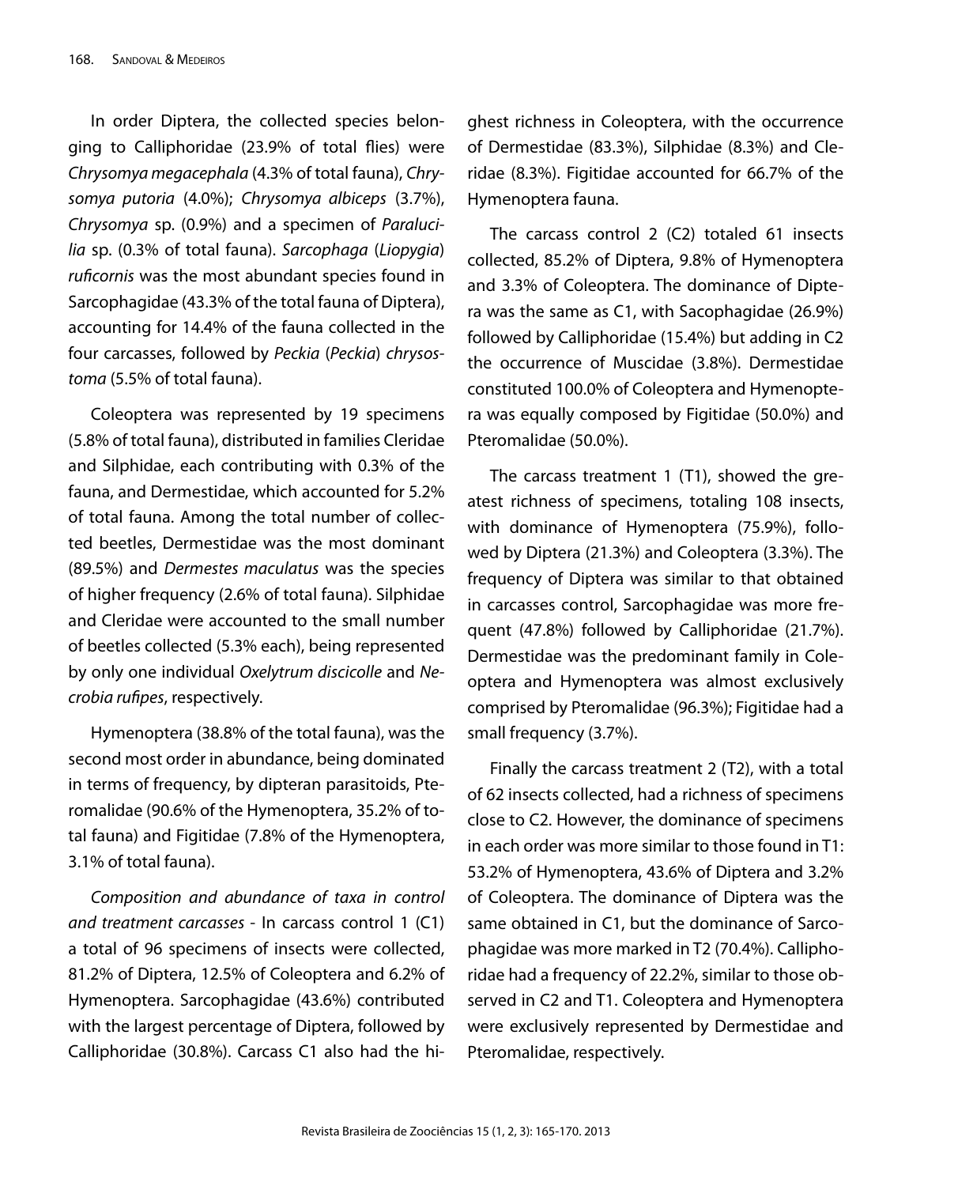In order Diptera, the collected species belonging to Calliphoridae (23.9% of total flies) were *Chrysomya megacephala* (4.3% of total fauna), *Chrysomya putoria* (4.0%); *Chrysomya albiceps* (3.7%), *Chrysomya* sp. (0.9%) and a specimen of *Paralucilia* sp. (0.3% of total fauna). *Sarcophaga* (*Liopygia*) *ruficornis* was the most abundant species found in Sarcophagidae (43.3% of the total fauna of Diptera), accounting for 14.4% of the fauna collected in the four carcasses, followed by *Peckia* (*Peckia*) *chrysostoma* (5.5% of total fauna).

Coleoptera was represented by 19 specimens (5.8% of total fauna), distributed in families Cleridae and Silphidae, each contributing with 0.3% of the fauna, and Dermestidae, which accounted for 5.2% of total fauna. Among the total number of collected beetles, Dermestidae was the most dominant (89.5%) and *Dermestes maculatus* was the species of higher frequency (2.6% of total fauna). Silphidae and Cleridae were accounted to the small number of beetles collected (5.3% each), being represented by only one individual *Oxelytrum discicolle* and *Necrobia rufipes*, respectively.

Hymenoptera (38.8% of the total fauna), was the second most order in abundance, being dominated in terms of frequency, by dipteran parasitoids, Pteromalidae (90.6% of the Hymenoptera, 35.2% of total fauna) and Figitidae (7.8% of the Hymenoptera, 3.1% of total fauna).

*Composition and abundance of taxa in control and treatment carcasses* - In carcass control 1 (C1) a total of 96 specimens of insects were collected, 81.2% of Diptera, 12.5% of Coleoptera and 6.2% of Hymenoptera. Sarcophagidae (43.6%) contributed with the largest percentage of Diptera, followed by Calliphoridae (30.8%). Carcass C1 also had the highest richness in Coleoptera, with the occurrence of Dermestidae (83.3%), Silphidae (8.3%) and Cleridae (8.3%). Figitidae accounted for 66.7% of the Hymenoptera fauna.

The carcass control 2 (C2) totaled 61 insects collected, 85.2% of Diptera, 9.8% of Hymenoptera and 3.3% of Coleoptera. The dominance of Diptera was the same as C1, with Sacophagidae (26.9%) followed by Calliphoridae (15.4%) but adding in C2 the occurrence of Muscidae (3.8%). Dermestidae constituted 100.0% of Coleoptera and Hymenoptera was equally composed by Figitidae (50.0%) and Pteromalidae (50.0%).

The carcass treatment 1 (T1), showed the greatest richness of specimens, totaling 108 insects, with dominance of Hymenoptera (75.9%), followed by Diptera (21.3%) and Coleoptera (3.3%). The frequency of Diptera was similar to that obtained in carcasses control, Sarcophagidae was more frequent (47.8%) followed by Calliphoridae (21.7%). Dermestidae was the predominant family in Coleoptera and Hymenoptera was almost exclusively comprised by Pteromalidae (96.3%); Figitidae had a small frequency (3.7%).

Finally the carcass treatment 2 (T2), with a total of 62 insects collected, had a richness of specimens close to C2. However, the dominance of specimens in each order was more similar to those found in T1: 53.2% of Hymenoptera, 43.6% of Diptera and 3.2% of Coleoptera. The dominance of Diptera was the same obtained in C1, but the dominance of Sarcophagidae was more marked in T2 (70.4%). Calliphoridae had a frequency of 22.2%, similar to those observed in C2 and T1. Coleoptera and Hymenoptera were exclusively represented by Dermestidae and Pteromalidae, respectively.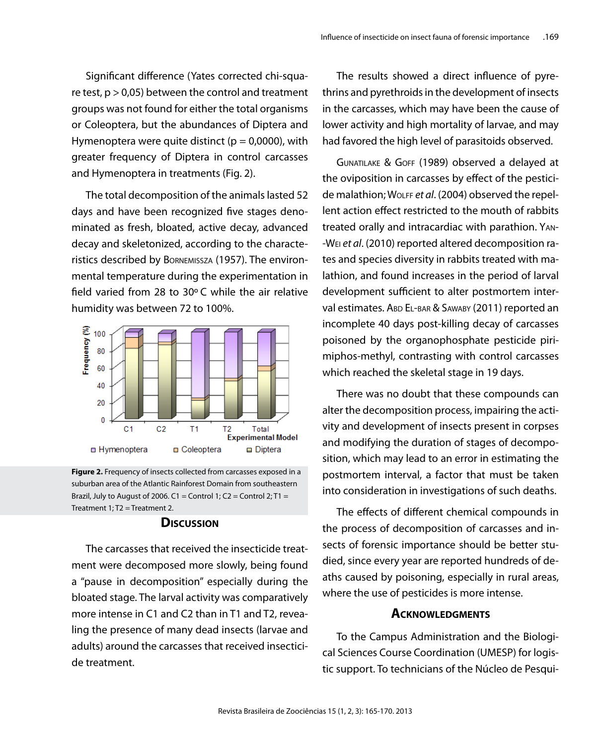Significant difference (Yates corrected chi-square test, $p > 0,05$) between the control and treatment groups was not found for either the total organisms or Coleoptera, but the abundances of Diptera and Hymenoptera were quite distinct ($p = 0,0000$), with greater frequency of Diptera in control carcasses and Hymenoptera in treatments (Fig. 2).

The total decomposition of the animals lasted 52 days and have been recognized five stages denominated as fresh, bloated, active decay, advanced decay and skeletonized, according to the characteristics described by Bornemissza (1957). The environmental temperature during the experimentation in field varied from 28 to 30º C while the air relative humidity was between 72 to 100%.

**Figure 2.** Frequency of insects collected from carcasses exposed in a suburban area of the Atlantic Rainforest Domain from southeastern Brazil, July to August of 2006. C1 = Control 1; C2 = Control 2; T1 = Treatment 1; T2 = Treatment 2.

## Discussion

The carcasses that received the insecticide treatment were decomposed more slowly, being found a "pause in decomposition" especially during the bloated stage. The larval activity was comparatively more intense in C1 and C2 than in T1 and T2, revealing the presence of many dead insects (larvae and adults) around the carcasses that received insecticide treatment.

The results showed a direct influence of pyrethrins and pyrethroids in the development of insects in the carcasses, which may have been the cause of lower activity and high mortality of larvae, and may had favored the high level of parasitoids observed.

Gunatilake & Goff (1989) observed a delayed at the oviposition in carcasses by effect of the pesticide malathion; Wolff *et al*. (2004) observed the repellent action effect restricted to the mouth of rabbits treated orally and intracardiac with parathion. Yan-Wei *et al*. (2010) reported altered decomposition rates and species diversity in rabbits treated with malathion, and found increases in the period of larval development sufficient to alter postmortem interval estimates. Abd El-bar & Sawaby (2011) reported an incomplete 40 days post-killing decay of carcasses poisoned by the organophosphate pesticide pirimiphos-methyl, contrasting with control carcasses which reached the skeletal stage in 19 days.

There was no doubt that these compounds can alter the decomposition process, impairing the activity and development of insects present in corpses and modifying the duration of stages of decomposition, which may lead to an error in estimating the postmortem interval, a factor that must be taken into consideration in investigations of such deaths.

The effects of different chemical compounds in the process of decomposition of carcasses and insects of forensic importance should be better studied, since every year are reported hundreds of deaths caused by poisoning, especially in rural areas, where the use of pesticides is more intense.

## Acknowledgments

To the Campus Administration and the Biological Sciences Course Coordination (UMESP) for logistic support. To technicians of the Núcleo de Pesqui-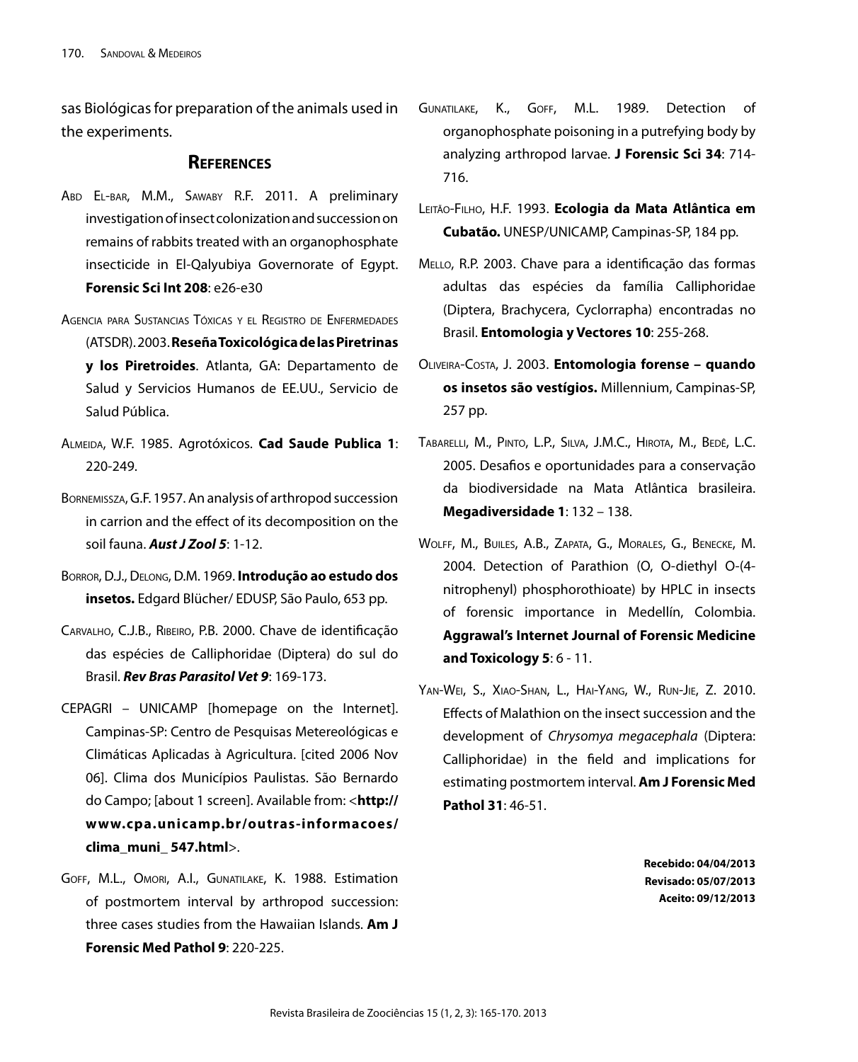sas Biológicas for preparation of the animals used in the experiments.

## References

Abd El-bar, M.M., Sawaby R.F. 2011. A preliminary investigation of insect colonization and succession on remains of rabbits treated with an organophosphate insecticide in El-Qalyubiya Governorate of Egypt. **Forensic Sci Int 208**: e26-e30

Agencia para Sustancias Tóxicas y el Registro de Enfermedades (ATSDR). 2003. **Reseña Toxicológica de las Piretrinas y los Piretroides**. Atlanta, GA: Departamento de Salud y Servicios Humanos de EE.UU., Servicio de Salud Pública.

Almeida, W.F. 1985. Agrotóxicos. **Cad Saude Publica 1**: 220-249.

Bornemissza, G.F. 1957. An analysis of arthropod succession in carrion and the effect of its decomposition on the soil fauna. ***Aust J Zool 5***: 1-12.

Borror, D.J., Delong, D.M. 1969. **Introdução ao estudo dos insetos.** Edgard Blücher/ EDUSP, São Paulo, 653 pp.

Carvalho, C.J.B., Ribeiro, P.B. 2000. Chave de identificação das espécies de Calliphoridae (Diptera) do sul do Brasil. ***Rev Bras Parasitol Vet 9***: 169-173.

CEPAGRI – UNICAMP [homepage on the Internet]. Campinas-SP: Centro de Pesquisas Metereológicas e Climáticas Aplicadas à Agricultura. [cited 2006 Nov 06]. Clima dos Municípios Paulistas. São Bernardo do Campo; [about 1 screen]. Available from: <**http://www.cpa.unicamp.br/outras-informacoes/clima_muni_ 547.html**>.

Goff, M.L., Omori, A.I., Gunatilake, K. 1988. Estimation of postmortem interval by arthropod succession: three cases studies from the Hawaiian Islands. **Am J Forensic Med Pathol 9**: 220-225.

Gunatilake, K., Goff, M.L. 1989. Detection of organophosphate poisoning in a putrefying body by analyzing arthropod larvae. **J Forensic Sci 34**: 714-716.

Leitão-Filho, H.F. 1993. **Ecologia da Mata Atlântica em Cubatão.** UNESP/UNICAMP, Campinas-SP, 184 pp.

Mello, R.P. 2003. Chave para a identificação das formas adultas das espécies da família Calliphoridae (Diptera, Brachycera, Cyclorrapha) encontradas no Brasil. **Entomologia y Vectores 10**: 255-268.

Oliveira-Costa, J. 2003. **Entomologia forense – quando os insetos são vestígios.** Millennium, Campinas-SP, 257 pp.

Tabarelli, M., Pinto, L.P., Silva, J.M.C., Hirota, M., Bedê, L.C. 2005. Desafios e oportunidades para a conservação da biodiversidade na Mata Atlântica brasileira. **Megadiversidade 1**: 132 – 138.

Wolff, M., Builes, A.B., Zapata, G., Morales, G., Benecke, M. 2004. Detection of Parathion (O, O-diethyl O-(4-nitrophenyl) phosphorothioate) by HPLC in insects of forensic importance in Medellín, Colombia. **Aggrawal's Internet Journal of Forensic Medicine and Toxicology 5**: 6 - 11.

Yan-Wei, S., Xiao-Shan, L., Hai-Yang, W., Run-Jie, Z. 2010. Effects of Malathion on the insect succession and the development of *Chrysomya megacephala* (Diptera: Calliphoridae) in the field and implications for estimating postmortem interval. **Am J Forensic Med Pathol 31**: 46-51.

**Recebido: 04/04/2013**
**Revisado: 05/07/2013**
**Aceito: 09/12/2013**